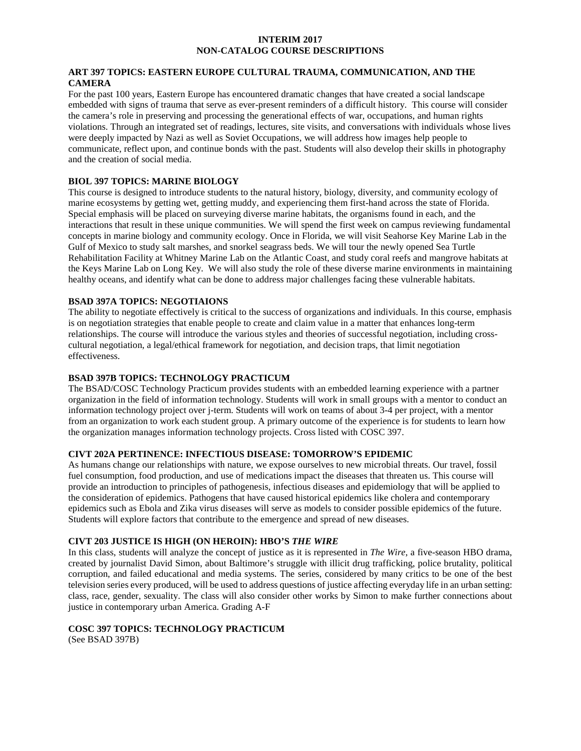# INTERIM 2017
# NON-CATALOG COURSE DESCRIPTIONS

### ART 397 TOPICS: EASTERN EUROPE CULTURAL TRAUMA, COMMUNICATION, AND THE CAMERA

For the past 100 years, Eastern Europe has encountered dramatic changes that have created a social landscape embedded with signs of trauma that serve as ever-present reminders of a difficult history. This course will consider the camera's role in preserving and processing the generational effects of war, occupations, and human rights violations. Through an integrated set of readings, lectures, site visits, and conversations with individuals whose lives were deeply impacted by Nazi as well as Soviet Occupations, we will address how images help people to communicate, reflect upon, and continue bonds with the past. Students will also develop their skills in photography and the creation of social media.

### BIOL 397 TOPICS: MARINE BIOLOGY

This course is designed to introduce students to the natural history, biology, diversity, and community ecology of marine ecosystems by getting wet, getting muddy, and experiencing them first-hand across the state of Florida. Special emphasis will be placed on surveying diverse marine habitats, the organisms found in each, and the interactions that result in these unique communities. We will spend the first week on campus reviewing fundamental concepts in marine biology and community ecology. Once in Florida, we will visit Seahorse Key Marine Lab in the Gulf of Mexico to study salt marshes, and snorkel seagrass beds. We will tour the newly opened Sea Turtle Rehabilitation Facility at Whitney Marine Lab on the Atlantic Coast, and study coral reefs and mangrove habitats at the Keys Marine Lab on Long Key. We will also study the role of these diverse marine environments in maintaining healthy oceans, and identify what can be done to address major challenges facing these vulnerable habitats.

### BSAD 397A TOPICS: NEGOTIAIONS

The ability to negotiate effectively is critical to the success of organizations and individuals. In this course, emphasis is on negotiation strategies that enable people to create and claim value in a matter that enhances long-term relationships. The course will introduce the various styles and theories of successful negotiation, including cross-cultural negotiation, a legal/ethical framework for negotiation, and decision traps, that limit negotiation effectiveness.

### BSAD 397B TOPICS: TECHNOLOGY PRACTICUM

The BSAD/COSC Technology Practicum provides students with an embedded learning experience with a partner organization in the field of information technology. Students will work in small groups with a mentor to conduct an information technology project over j-term. Students will work on teams of about 3-4 per project, with a mentor from an organization to work each student group. A primary outcome of the experience is for students to learn how the organization manages information technology projects. Cross listed with COSC 397.

### CIVT 202A PERTINENCE: INFECTIOUS DISEASE: TOMORROW'S EPIDEMIC

As humans change our relationships with nature, we expose ourselves to new microbial threats. Our travel, fossil fuel consumption, food production, and use of medications impact the diseases that threaten us. This course will provide an introduction to principles of pathogenesis, infectious diseases and epidemiology that will be applied to the consideration of epidemics. Pathogens that have caused historical epidemics like cholera and contemporary epidemics such as Ebola and Zika virus diseases will serve as models to consider possible epidemics of the future. Students will explore factors that contribute to the emergence and spread of new diseases.

### CIVT 203 JUSTICE IS HIGH (ON HEROIN): HBO'S *THE WIRE*

In this class, students will analyze the concept of justice as it is represented in *The Wire*, a five-season HBO drama, created by journalist David Simon, about Baltimore's struggle with illicit drug trafficking, police brutality, political corruption, and failed educational and media systems. The series, considered by many critics to be one of the best television series every produced, will be used to address questions of justice affecting everyday life in an urban setting: class, race, gender, sexuality. The class will also consider other works by Simon to make further connections about justice in contemporary urban America. Grading A-F

### COSC 397 TOPICS: TECHNOLOGY PRACTICUM

(See BSAD 397B)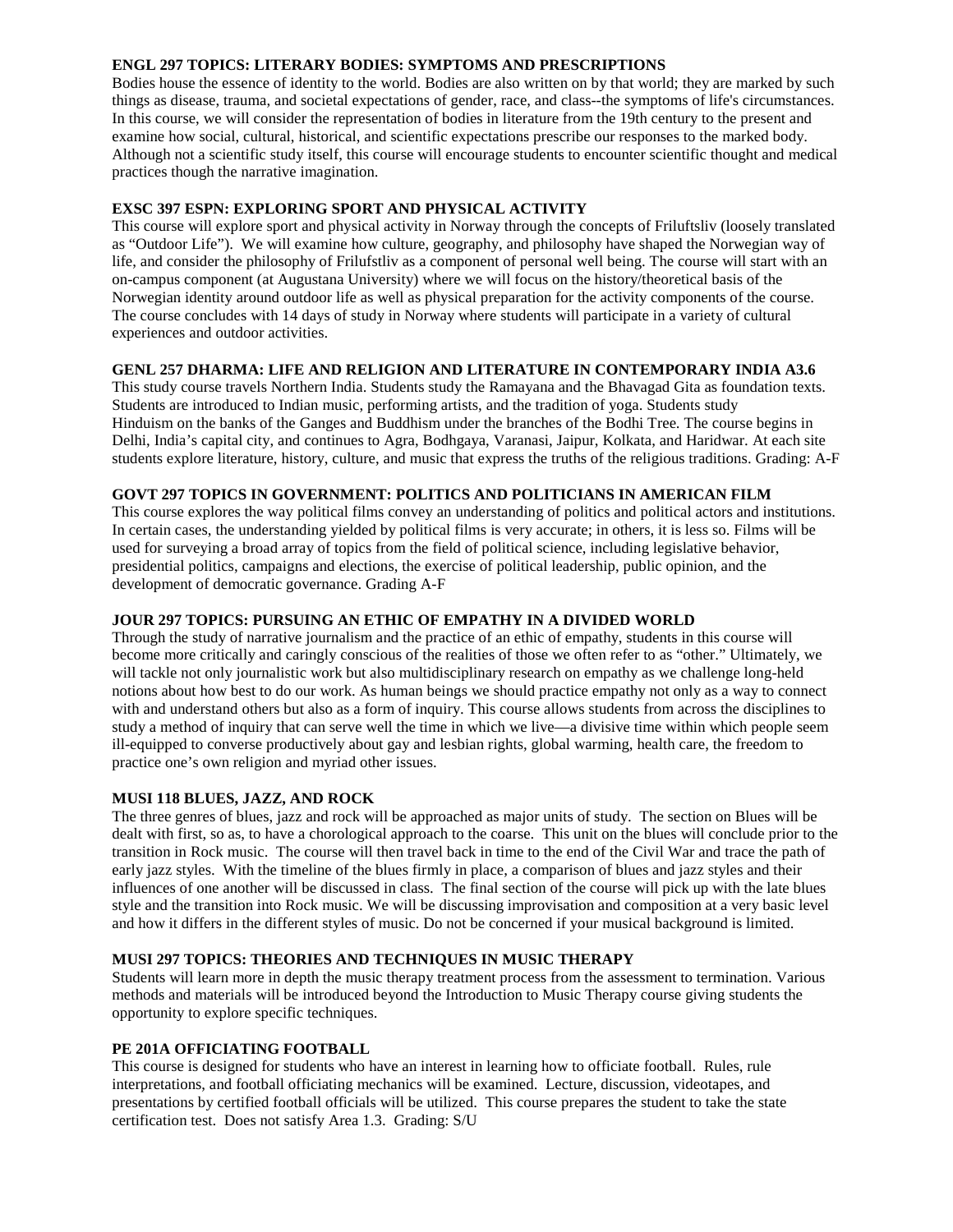### ENGL 297 TOPICS: LITERARY BODIES: SYMPTOMS AND PRESCRIPTIONS

Bodies house the essence of identity to the world. Bodies are also written on by that world; they are marked by such things as disease, trauma, and societal expectations of gender, race, and class--the symptoms of life's circumstances. In this course, we will consider the representation of bodies in literature from the 19th century to the present and examine how social, cultural, historical, and scientific expectations prescribe our responses to the marked body. Although not a scientific study itself, this course will encourage students to encounter scientific thought and medical practices though the narrative imagination.

### EXSC 397 ESPN: EXPLORING SPORT AND PHYSICAL ACTIVITY

This course will explore sport and physical activity in Norway through the concepts of Friluftsliv (loosely translated as "Outdoor Life"). We will examine how culture, geography, and philosophy have shaped the Norwegian way of life, and consider the philosophy of Frilufstliv as a component of personal well being. The course will start with an on-campus component (at Augustana University) where we will focus on the history/theoretical basis of the Norwegian identity around outdoor life as well as physical preparation for the activity components of the course. The course concludes with 14 days of study in Norway where students will participate in a variety of cultural experiences and outdoor activities.

### GENL 257 DHARMA: LIFE AND RELIGION AND LITERATURE IN CONTEMPORARY INDIA A3.6

This study course travels Northern India. Students study the Ramayana and the Bhavagad Gita as foundation texts. Students are introduced to Indian music, performing artists, and the tradition of yoga. Students study Hinduism on the banks of the Ganges and Buddhism under the branches of the Bodhi Tree. The course begins in Delhi, India's capital city, and continues to Agra, Bodhgaya, Varanasi, Jaipur, Kolkata, and Haridwar. At each site students explore literature, history, culture, and music that express the truths of the religious traditions. Grading: A-F

### GOVT 297 TOPICS IN GOVERNMENT: POLITICS AND POLITICIANS IN AMERICAN FILM

This course explores the way political films convey an understanding of politics and political actors and institutions. In certain cases, the understanding yielded by political films is very accurate; in others, it is less so. Films will be used for surveying a broad array of topics from the field of political science, including legislative behavior, presidential politics, campaigns and elections, the exercise of political leadership, public opinion, and the development of democratic governance. Grading A-F

### JOUR 297 TOPICS: PURSUING AN ETHIC OF EMPATHY IN A DIVIDED WORLD

Through the study of narrative journalism and the practice of an ethic of empathy, students in this course will become more critically and caringly conscious of the realities of those we often refer to as "other." Ultimately, we will tackle not only journalistic work but also multidisciplinary research on empathy as we challenge long-held notions about how best to do our work. As human beings we should practice empathy not only as a way to connect with and understand others but also as a form of inquiry. This course allows students from across the disciplines to study a method of inquiry that can serve well the time in which we live—a divisive time within which people seem ill-equipped to converse productively about gay and lesbian rights, global warming, health care, the freedom to practice one's own religion and myriad other issues.

### MUSI 118 BLUES, JAZZ, AND ROCK

The three genres of blues, jazz and rock will be approached as major units of study. The section on Blues will be dealt with first, so as, to have a chorological approach to the coarse. This unit on the blues will conclude prior to the transition in Rock music. The course will then travel back in time to the end of the Civil War and trace the path of early jazz styles. With the timeline of the blues firmly in place, a comparison of blues and jazz styles and their influences of one another will be discussed in class. The final section of the course will pick up with the late blues style and the transition into Rock music. We will be discussing improvisation and composition at a very basic level and how it differs in the different styles of music. Do not be concerned if your musical background is limited.

### MUSI 297 TOPICS: THEORIES AND TECHNIQUES IN MUSIC THERAPY

Students will learn more in depth the music therapy treatment process from the assessment to termination. Various methods and materials will be introduced beyond the Introduction to Music Therapy course giving students the opportunity to explore specific techniques.

### PE 201A OFFICIATING FOOTBALL

This course is designed for students who have an interest in learning how to officiate football. Rules, rule interpretations, and football officiating mechanics will be examined. Lecture, discussion, videotapes, and presentations by certified football officials will be utilized. This course prepares the student to take the state certification test. Does not satisfy Area 1.3. Grading: S/U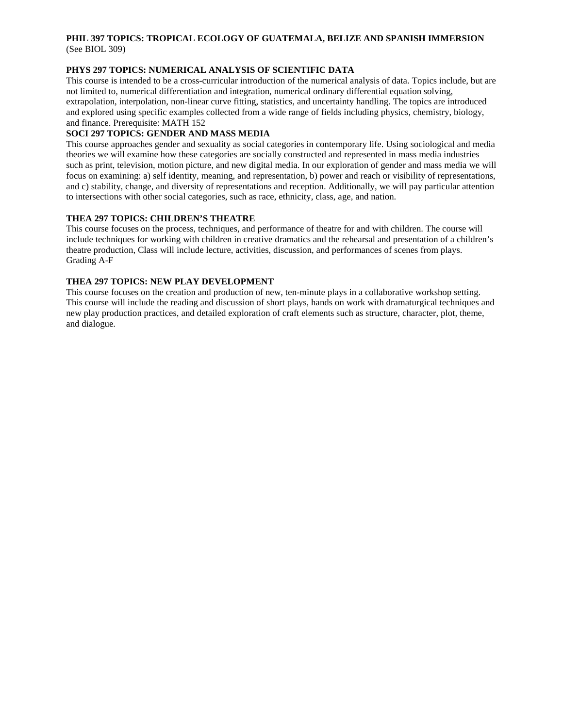**PHIL 397 TOPICS: TROPICAL ECOLOGY OF GUATEMALA, BELIZE AND SPANISH IMMERSION**
(See BIOL 309)

**PHYS 297 TOPICS: NUMERICAL ANALYSIS OF SCIENTIFIC DATA**
This course is intended to be a cross-curricular introduction of the numerical analysis of data. Topics include, but are not limited to, numerical differentiation and integration, numerical ordinary differential equation solving, extrapolation, interpolation, non-linear curve fitting, statistics, and uncertainty handling. The topics are introduced and explored using specific examples collected from a wide range of fields including physics, chemistry, biology, and finance. Prerequisite: MATH 152

**SOCI 297 TOPICS: GENDER AND MASS MEDIA**
This course approaches gender and sexuality as social categories in contemporary life. Using sociological and media theories we will examine how these categories are socially constructed and represented in mass media industries such as print, television, motion picture, and new digital media. In our exploration of gender and mass media we will focus on examining: a) self identity, meaning, and representation, b) power and reach or visibility of representations, and c) stability, change, and diversity of representations and reception. Additionally, we will pay particular attention to intersections with other social categories, such as race, ethnicity, class, age, and nation.

**THEA 297 TOPICS: CHILDREN'S THEATRE**
This course focuses on the process, techniques, and performance of theatre for and with children. The course will include techniques for working with children in creative dramatics and the rehearsal and presentation of a children's theatre production, Class will include lecture, activities, discussion, and performances of scenes from plays.
Grading A-F

**THEA 297 TOPICS: NEW PLAY DEVELOPMENT**
This course focuses on the creation and production of new, ten-minute plays in a collaborative workshop setting. This course will include the reading and discussion of short plays, hands on work with dramaturgical techniques and new play production practices, and detailed exploration of craft elements such as structure, character, plot, theme, and dialogue.